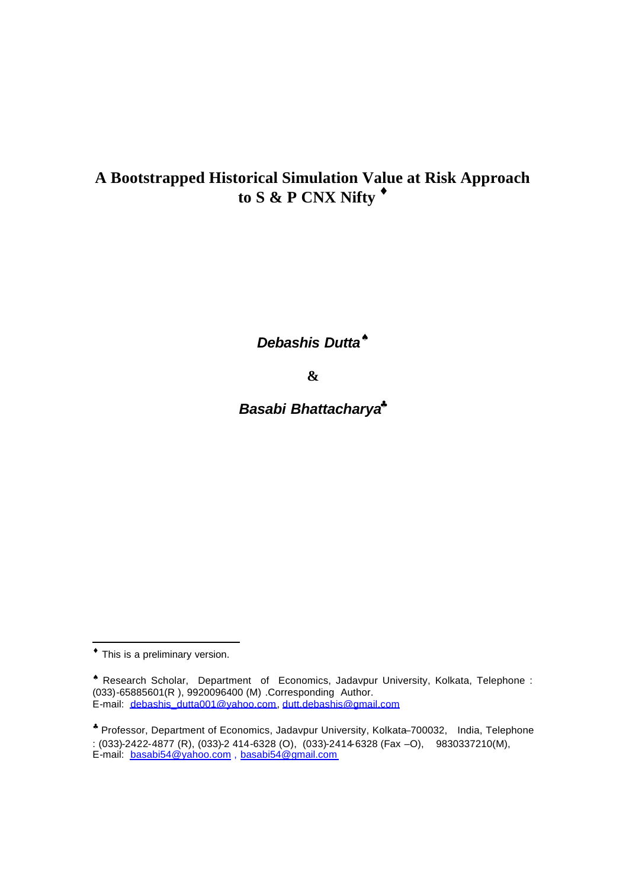# A Bootstrapped Historical Simulation Value at Risk Approach to S & P CNX Nifty [♦]

***Debashis Dutta*** [♠]

**&**

***Basabi Bhattacharya*** [♣]

---

[♦] This is a preliminary version.

[♠] Research Scholar, Department of Economics, Jadavpur University, Kolkata, Telephone : (033)-65885601(R ), 9920096400 (M) .Corresponding Author.
E-mail: debashis_dutta001@yahoo.com, dutt.debashis@gmail.com

[♣] Professor, Department of Economics, Jadavpur University, Kolkata–700032, India, Telephone : (033)-2422-4877 (R), (033)-2 414-6328 (O), (033)-2414-6328 (Fax –O), 9830337210(M),
E-mail: basabi54@yahoo.com , basabi54@gmail.com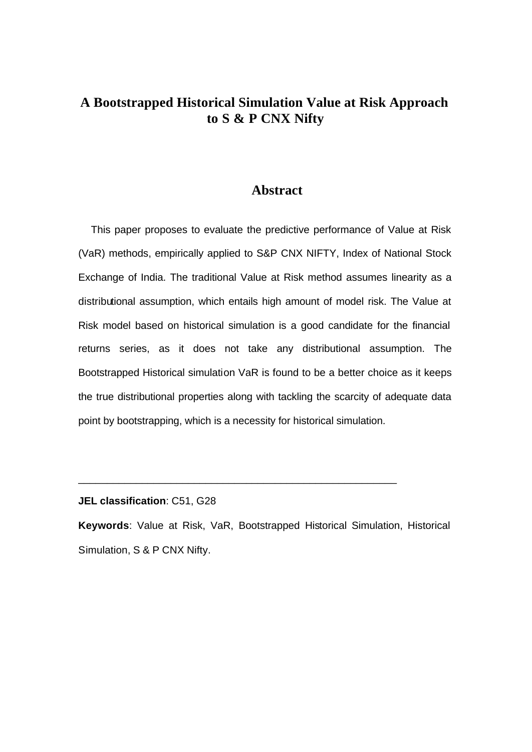# A Bootstrapped Historical Simulation Value at Risk Approach to S & P CNX Nifty

## Abstract

This paper proposes to evaluate the predictive performance of Value at Risk (VaR) methods, empirically applied to S&P CNX NIFTY, Index of National Stock Exchange of India. The traditional Value at Risk method assumes linearity as a distributional assumption, which entails high amount of model risk. The Value at Risk model based on historical simulation is a good candidate for the financial returns series, as it does not take any distributional assumption. The Bootstrapped Historical simulation VaR is found to be a better choice as it keeps the true distributional properties along with tackling the scarcity of adequate data point by bootstrapping, which is a necessity for historical simulation.

---

**JEL classification**: C51, G28

**Keywords**: Value at Risk, VaR, Bootstrapped Historical Simulation, Historical Simulation, S & P CNX Nifty.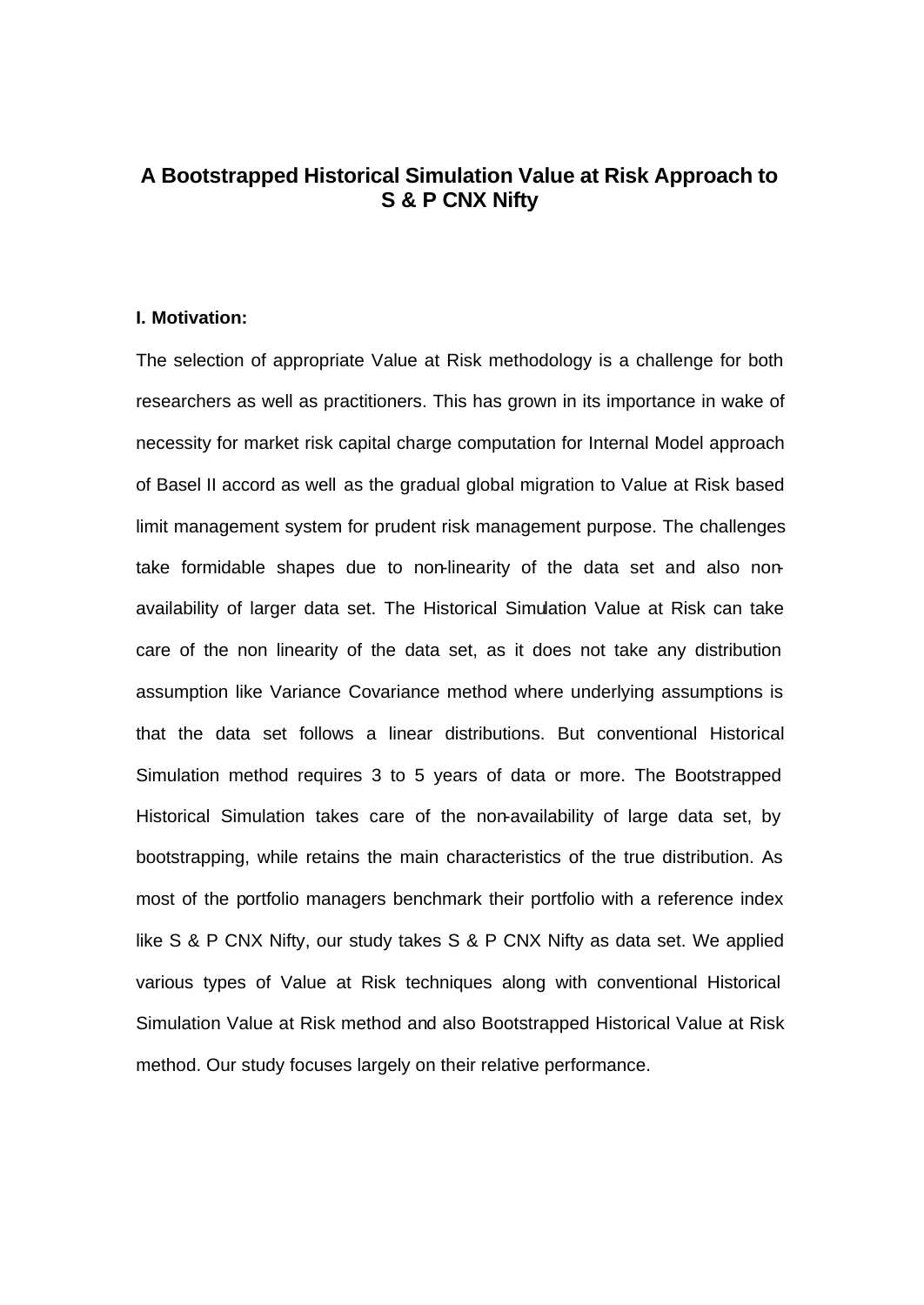# A Bootstrapped Historical Simulation Value at Risk Approach to S & P CNX Nifty

**I. Motivation:**

The selection of appropriate Value at Risk methodology is a challenge for both researchers as well as practitioners. This has grown in its importance in wake of necessity for market risk capital charge computation for Internal Model approach of Basel II accord as well as the gradual global migration to Value at Risk based limit management system for prudent risk management purpose. The challenges take formidable shapes due to non-linearity of the data set and also non-availability of larger data set. The Historical Simulation Value at Risk can take care of the non linearity of the data set, as it does not take any distribution assumption like Variance Covariance method where underlying assumptions is that the data set follows a linear distributions. But conventional Historical Simulation method requires 3 to 5 years of data or more. The Bootstrapped Historical Simulation takes care of the non-availability of large data set, by bootstrapping, while retains the main characteristics of the true distribution. As most of the portfolio managers benchmark their portfolio with a reference index like S & P CNX Nifty, our study takes S & P CNX Nifty as data set. We applied various types of Value at Risk techniques along with conventional Historical Simulation Value at Risk method and also Bootstrapped Historical Value at Risk method. Our study focuses largely on their relative performance.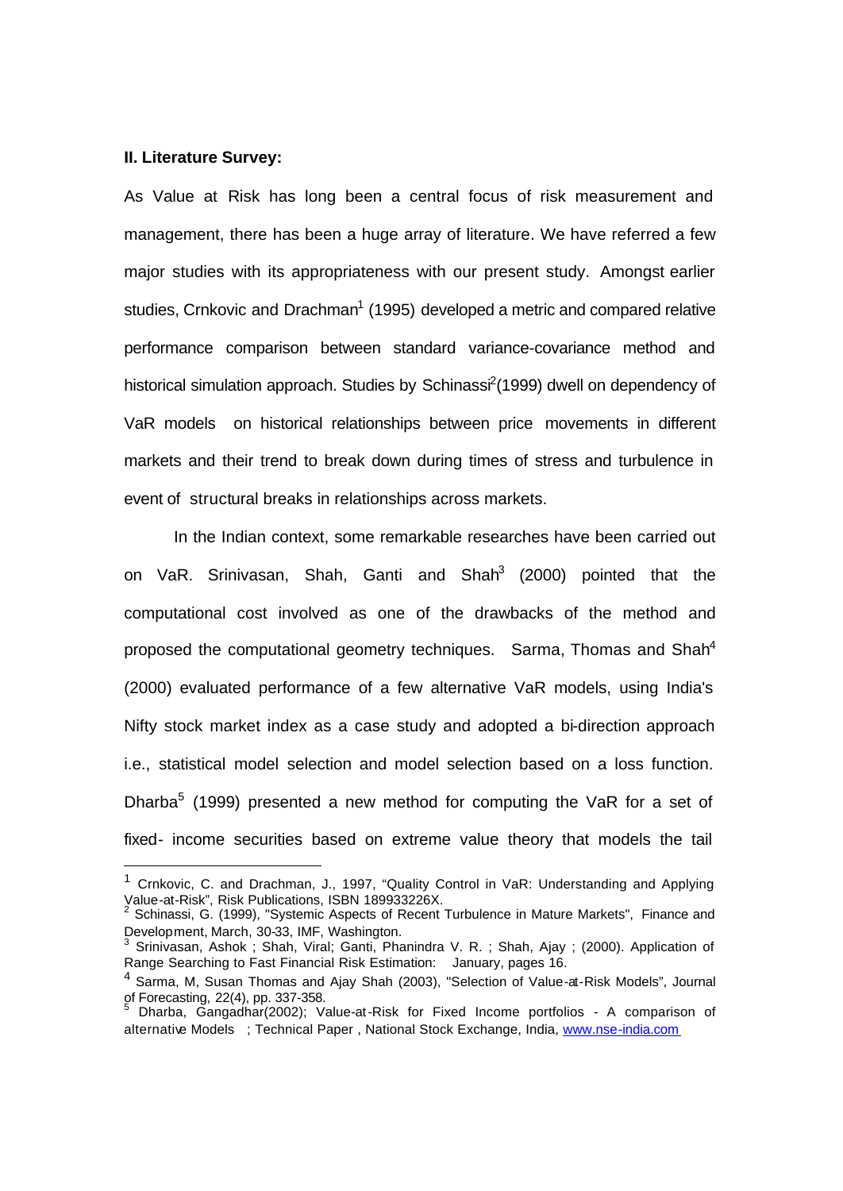**II. Literature Survey:**

As Value at Risk has long been a central focus of risk measurement and management, there has been a huge array of literature. We have referred a few major studies with its appropriateness with our present study. Amongst earlier studies, Crnkovic and Drachman[1] (1995) developed a metric and compared relative performance comparison between standard variance-covariance method and historical simulation approach. Studies by Schinassi[2](1999) dwell on dependency of VaR models on historical relationships between price movements in different markets and their trend to break down during times of stress and turbulence in event of structural breaks in relationships across markets.

In the Indian context, some remarkable researches have been carried out on VaR. Srinivasan, Shah, Ganti and Shah[3] (2000) pointed that the computational cost involved as one of the drawbacks of the method and proposed the computational geometry techniques. Sarma, Thomas and Shah[4] (2000) evaluated performance of a few alternative VaR models, using India's Nifty stock market index as a case study and adopted a bi-direction approach i.e., statistical model selection and model selection based on a loss function. Dharba[5] (1999) presented a new method for computing the VaR for a set of fixed- income securities based on extreme value theory that models the tail

---

[1] Crnkovic, C. and Drachman, J., 1997, "Quality Control in VaR: Understanding and Applying Value-at-Risk", Risk Publications, ISBN 189933226X.

[2] Schinassi, G. (1999), "Systemic Aspects of Recent Turbulence in Mature Markets", Finance and Development, March, 30-33, IMF, Washington.

[3] Srinivasan, Ashok ; Shah, Viral; Ganti, Phanindra V. R. ; Shah, Ajay ; (2000). Application of Range Searching to Fast Financial Risk Estimation: January, pages 16.

[4] Sarma, M, Susan Thomas and Ajay Shah (2003), "Selection of Value-at-Risk Models", Journal of Forecasting, 22(4), pp. 337-358.

[5] Dharba, Gangadhar(2002); Value-at-Risk for Fixed Income portfolios - A comparison of alternative Models ; Technical Paper , National Stock Exchange, India, www.nse-india.com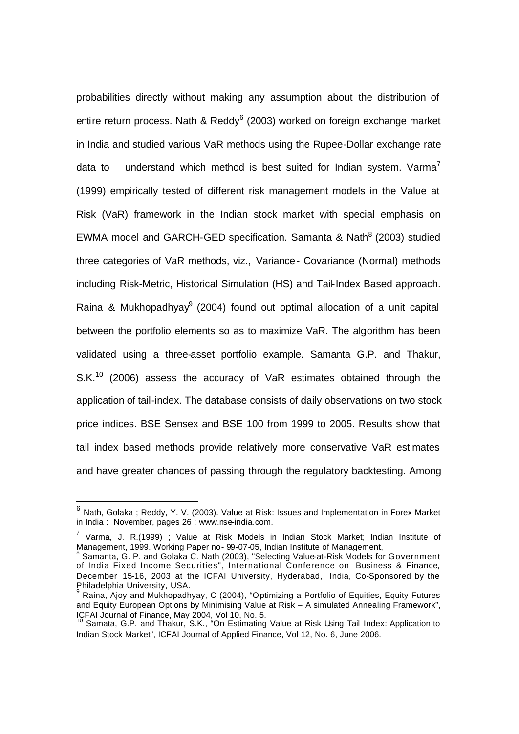probabilities directly without making any assumption about the distribution of entire return process. Nath & Reddy[6] (2003) worked on foreign exchange market in India and studied various VaR methods using the Rupee-Dollar exchange rate data to understand which method is best suited for Indian system. Varma[7] (1999) empirically tested of different risk management models in the Value at Risk (VaR) framework in the Indian stock market with special emphasis on EWMA model and GARCH-GED specification. Samanta & Nath[8] (2003) studied three categories of VaR methods, viz., Variance- Covariance (Normal) methods including Risk-Metric, Historical Simulation (HS) and Tail-Index Based approach. Raina & Mukhopadhyay[9] (2004) found out optimal allocation of a unit capital between the portfolio elements so as to maximize VaR. The algorithm has been validated using a three-asset portfolio example. Samanta G.P. and Thakur, S.K.[10] (2006) assess the accuracy of VaR estimates obtained through the application of tail-index. The database consists of daily observations on two stock price indices. BSE Sensex and BSE 100 from 1999 to 2005. Results show that tail index based methods provide relatively more conservative VaR estimates and have greater chances of passing through the regulatory backtesting. Among

---

[6] Nath, Golaka ; Reddy, Y. V. (2003). Value at Risk: Issues and Implementation in Forex Market in India : November, pages 26 ; www.nse-india.com.

[7] Varma, J. R.(1999) ; Value at Risk Models in Indian Stock Market; Indian Institute of Management, 1999. Working Paper no- 99-07-05, Indian Institute of Management,

[8] Samanta, G. P. and Golaka C. Nath (2003), "Selecting Value-at-Risk Models for Government of India Fixed Income Securities", International Conference on Business & Finance, December 15-16, 2003 at the ICFAI University, Hyderabad, India, Co-Sponsored by the Philadelphia University, USA.

[9] Raina, Ajoy and Mukhopadhyay, C (2004), "Optimizing a Portfolio of Equities, Equity Futures and Equity European Options by Minimising Value at Risk – A simulated Annealing Framework", ICFAI Journal of Finance, May 2004, Vol 10, No. 5.

[10] Samata, G.P. and Thakur, S.K., "On Estimating Value at Risk Using Tail Index: Application to Indian Stock Market", ICFAI Journal of Applied Finance, Vol 12, No. 6, June 2006.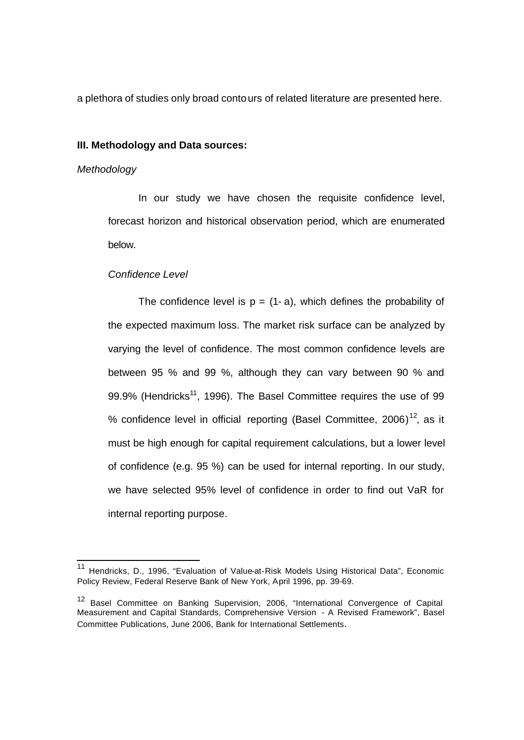a plethora of studies only broad contours of related literature are presented here.

### III. Methodology and Data sources:

*Methodology*

In our study we have chosen the requisite confidence level, forecast horizon and historical observation period, which are enumerated below.

*Confidence Level*

The confidence level is p = (1- a), which defines the probability of the expected maximum loss. The market risk surface can be analyzed by varying the level of confidence. The most common confidence levels are between 95 % and 99 %, although they can vary between 90 % and 99.9% (Hendricks[11], 1996). The Basel Committee requires the use of 99 % confidence level in official reporting (Basel Committee, 2006)[12], as it must be high enough for capital requirement calculations, but a lower level of confidence (e.g. 95 %) can be used for internal reporting. In our study, we have selected 95% level of confidence in order to find out VaR for internal reporting purpose.

---

[11] Hendricks, D., 1996, "Evaluation of Value-at-Risk Models Using Historical Data", Economic Policy Review, Federal Reserve Bank of New York, April 1996, pp. 39-69.

[12] Basel Committee on Banking Supervision, 2006, "International Convergence of Capital Measurement and Capital Standards, Comprehensive Version - A Revised Framework", Basel Committee Publications, June 2006, Bank for International Settlements.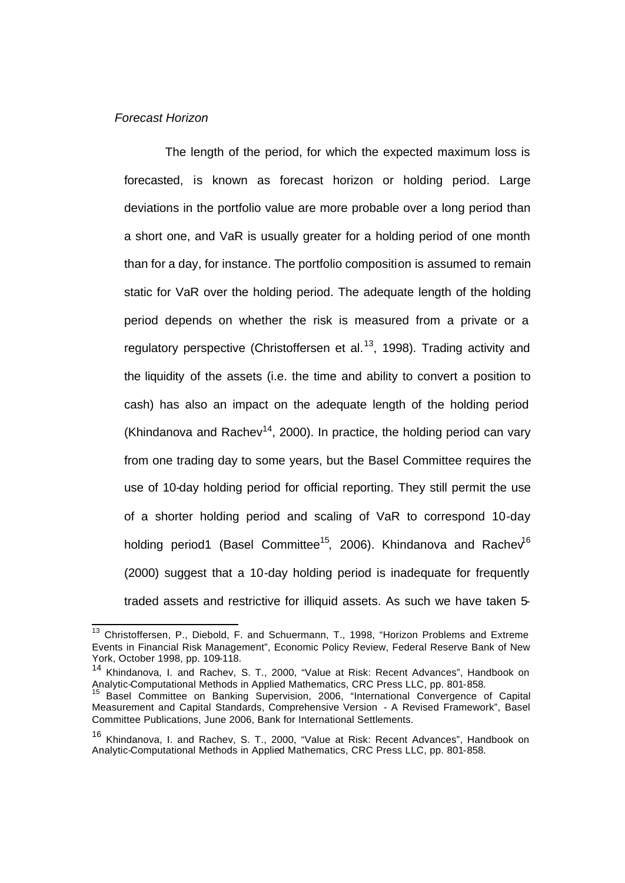*Forecast Horizon*

The length of the period, for which the expected maximum loss is forecasted, is known as forecast horizon or holding period. Large deviations in the portfolio value are more probable over a long period than a short one, and VaR is usually greater for a holding period of one month than for a day, for instance. The portfolio composition is assumed to remain static for VaR over the holding period. The adequate length of the holding period depends on whether the risk is measured from a private or a regulatory perspective (Christoffersen et al.[13], 1998). Trading activity and the liquidity of the assets (i.e. the time and ability to convert a position to cash) has also an impact on the adequate length of the holding period (Khindanova and Rachev[14], 2000). In practice, the holding period can vary from one trading day to some years, but the Basel Committee requires the use of 10-day holding period for official reporting. They still permit the use of a shorter holding period and scaling of VaR to correspond 10-day holding period1 (Basel Committee[15], 2006). Khindanova and Rachev[16] (2000) suggest that a 10-day holding period is inadequate for frequently traded assets and restrictive for illiquid assets. As such we have taken 5-

---

[13] Christoffersen, P., Diebold, F. and Schuermann, T., 1998, "Horizon Problems and Extreme Events in Financial Risk Management", Economic Policy Review, Federal Reserve Bank of New York, October 1998, pp. 109-118.

[14] Khindanova, I. and Rachev, S. T., 2000, "Value at Risk: Recent Advances", Handbook on Analytic-Computational Methods in Applied Mathematics, CRC Press LLC, pp. 801-858.

[15] Basel Committee on Banking Supervision, 2006, "International Convergence of Capital Measurement and Capital Standards, Comprehensive Version - A Revised Framework", Basel Committee Publications, June 2006, Bank for International Settlements.

[16] Khindanova, I. and Rachev, S. T., 2000, "Value at Risk: Recent Advances", Handbook on Analytic-Computational Methods in Applied Mathematics, CRC Press LLC, pp. 801-858.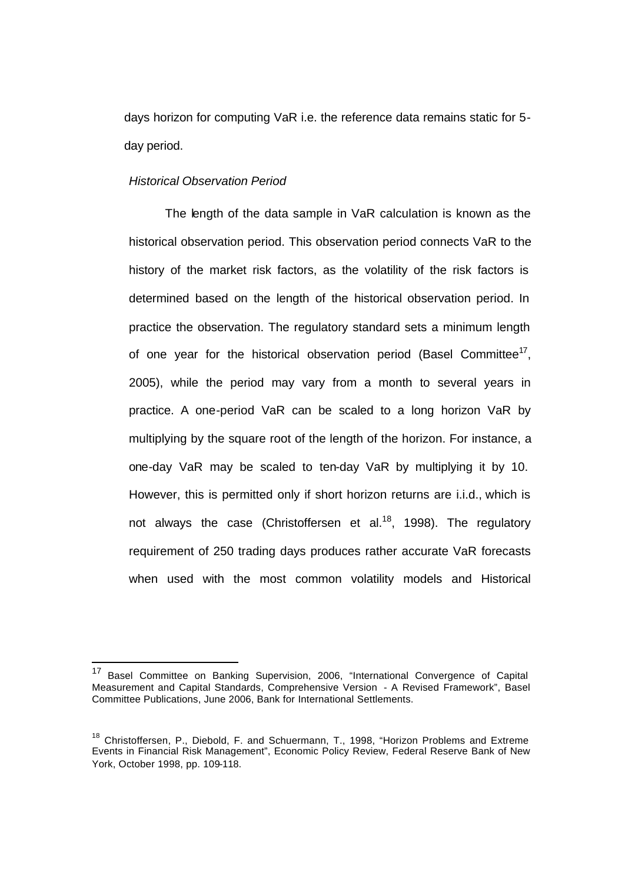days horizon for computing VaR i.e. the reference data remains static for 5-day period.

*Historical Observation Period*

The length of the data sample in VaR calculation is known as the historical observation period. This observation period connects VaR to the history of the market risk factors, as the volatility of the risk factors is determined based on the length of the historical observation period. In practice the observation. The regulatory standard sets a minimum length of one year for the historical observation period (Basel Committee[17], 2005), while the period may vary from a month to several years in practice. A one-period VaR can be scaled to a long horizon VaR by multiplying by the square root of the length of the horizon. For instance, a one-day VaR may be scaled to ten-day VaR by multiplying it by 10. However, this is permitted only if short horizon returns are i.i.d., which is not always the case (Christoffersen et al.[18], 1998). The regulatory requirement of 250 trading days produces rather accurate VaR forecasts when used with the most common volatility models and Historical

---

[17] Basel Committee on Banking Supervision, 2006, "International Convergence of Capital Measurement and Capital Standards, Comprehensive Version - A Revised Framework", Basel Committee Publications, June 2006, Bank for International Settlements.

[18] Christoffersen, P., Diebold, F. and Schuermann, T., 1998, "Horizon Problems and Extreme Events in Financial Risk Management", Economic Policy Review, Federal Reserve Bank of New York, October 1998, pp. 109-118.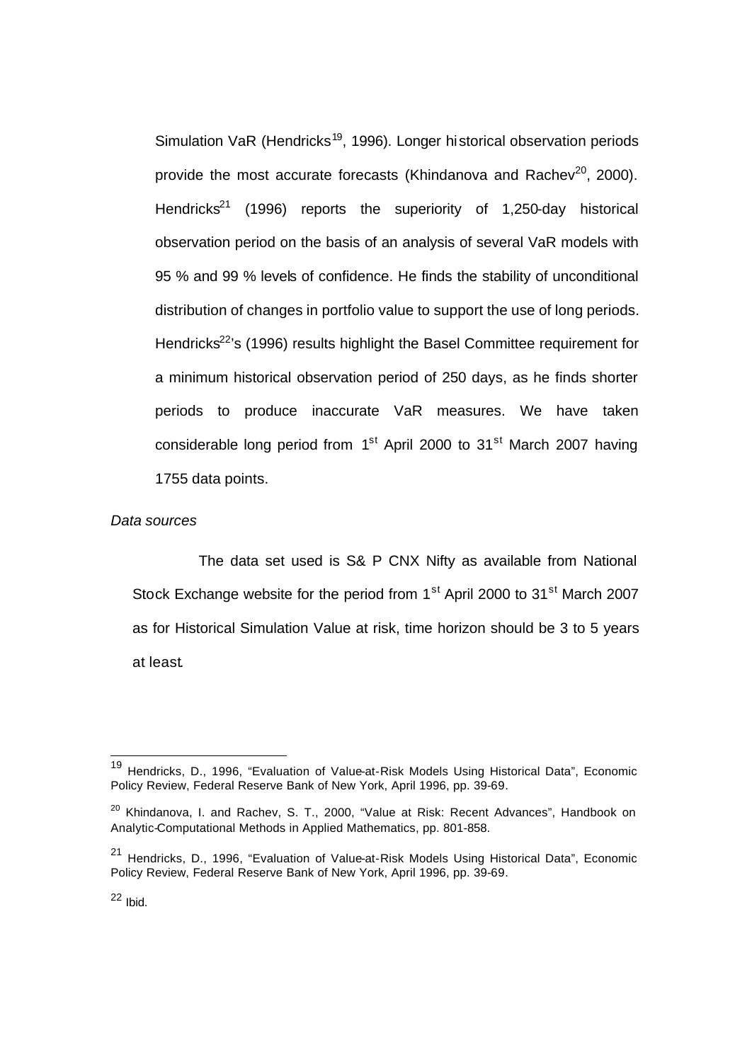Simulation VaR (Hendricks[19], 1996). Longer historical observation periods provide the most accurate forecasts (Khindanova and Rachev[20], 2000). Hendricks[21] (1996) reports the superiority of 1,250-day historical observation period on the basis of an analysis of several VaR models with 95 % and 99 % levels of confidence. He finds the stability of unconditional distribution of changes in portfolio value to support the use of long periods. Hendricks[22]'s (1996) results highlight the Basel Committee requirement for a minimum historical observation period of 250 days, as he finds shorter periods to produce inaccurate VaR measures. We have taken considerable long period from 1st April 2000 to 31st March 2007 having 1755 data points.

*Data sources*

The data set used is S& P CNX Nifty as available from National Stock Exchange website for the period from 1st April 2000 to 31st March 2007 as for Historical Simulation Value at risk, time horizon should be 3 to 5 years at least.

---

[19] Hendricks, D., 1996, "Evaluation of Value-at-Risk Models Using Historical Data", Economic Policy Review, Federal Reserve Bank of New York, April 1996, pp. 39-69.

[20] Khindanova, I. and Rachev, S. T., 2000, "Value at Risk: Recent Advances", Handbook on Analytic-Computational Methods in Applied Mathematics, pp. 801-858.

[21] Hendricks, D., 1996, "Evaluation of Value-at-Risk Models Using Historical Data", Economic Policy Review, Federal Reserve Bank of New York, April 1996, pp. 39-69.

[22] Ibid.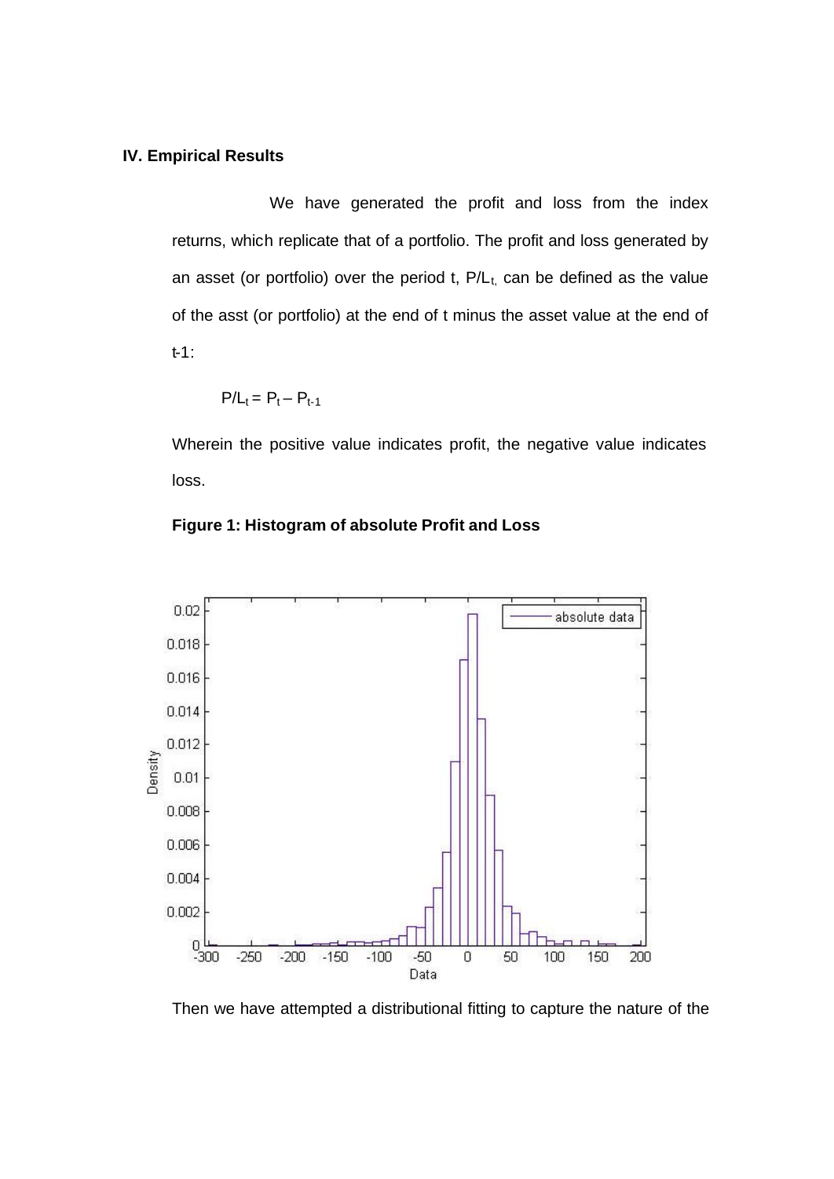## IV. Empirical Results

We have generated the profit and loss from the index returns, which replicate that of a portfolio. The profit and loss generated by an asset (or portfolio) over the period t, $P/L_t$, can be defined as the value of the asst (or portfolio) at the end of t minus the asset value at the end of t-1:

$$P/L_t = P_t - P_{t-1}$$

Wherein the positive value indicates profit, the negative value indicates loss.

**Figure 1: Histogram of absolute Profit and Loss**

Then we have attempted a distributional fitting to capture the nature of the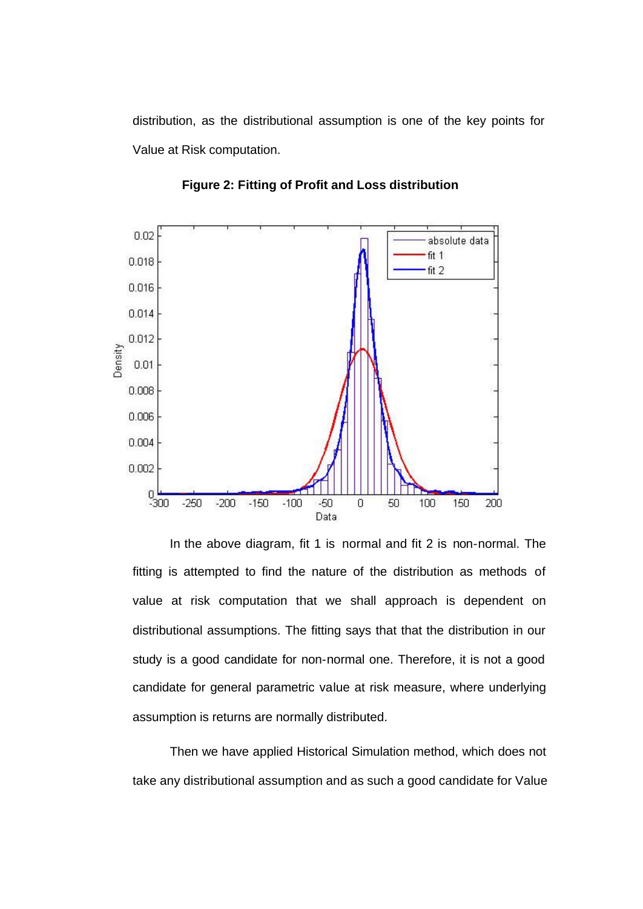distribution, as the distributional assumption is one of the key points for Value at Risk computation.

**Figure 2: Fitting of Profit and Loss distribution**

In the above diagram, fit 1 is normal and fit 2 is non-normal. The fitting is attempted to find the nature of the distribution as methods of value at risk computation that we shall approach is dependent on distributional assumptions. The fitting says that that the distribution in our study is a good candidate for non-normal one. Therefore, it is not a good candidate for general parametric value at risk measure, where underlying assumption is returns are normally distributed.

Then we have applied Historical Simulation method, which does not take any distributional assumption and as such a good candidate for Value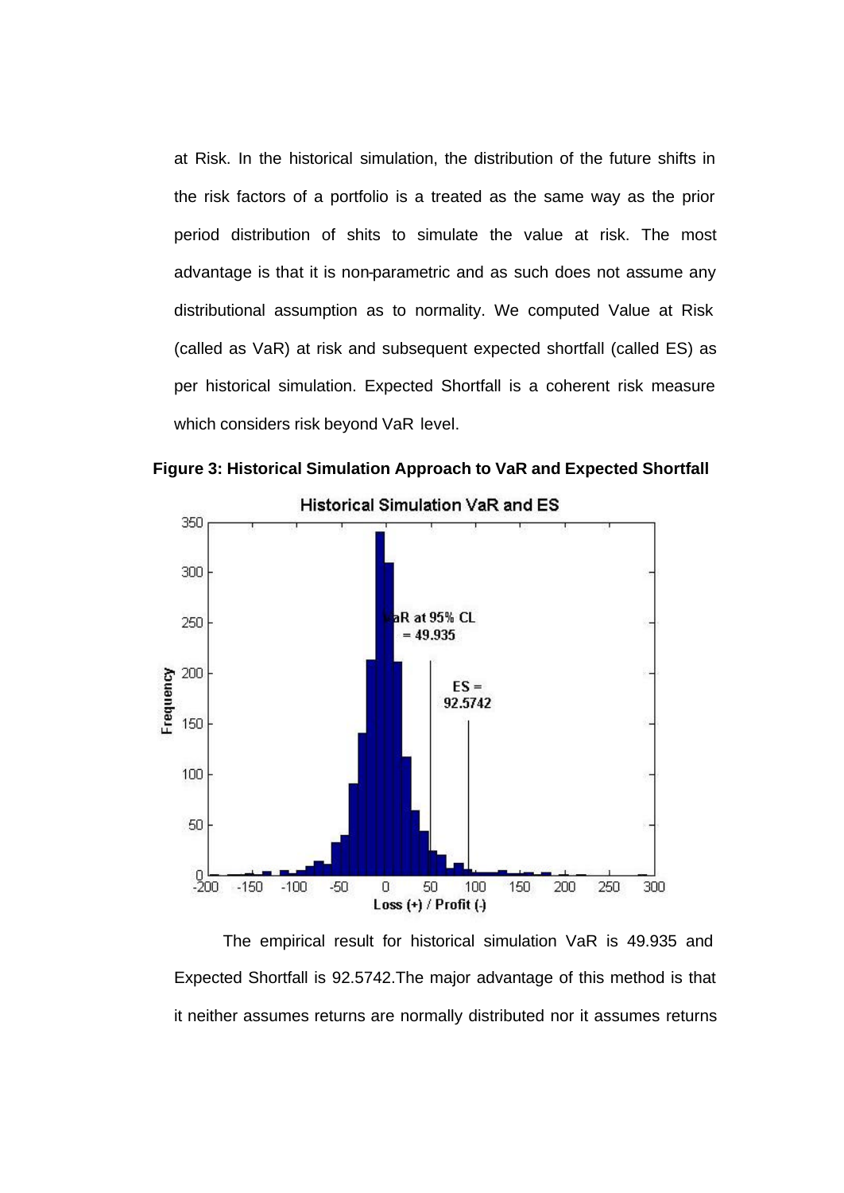at Risk. In the historical simulation, the distribution of the future shifts in the risk factors of a portfolio is a treated as the same way as the prior period distribution of shits to simulate the value at risk. The most advantage is that it is non-parametric and as such does not assume any distributional assumption as to normality. We computed Value at Risk (called as VaR) at risk and subsequent expected shortfall (called ES) as per historical simulation. Expected Shortfall is a coherent risk measure which considers risk beyond VaR level.

**Figure 3: Historical Simulation Approach to VaR and Expected Shortfall**

The empirical result for historical simulation VaR is 49.935 and Expected Shortfall is 92.5742.The major advantage of this method is that it neither assumes returns are normally distributed nor it assumes returns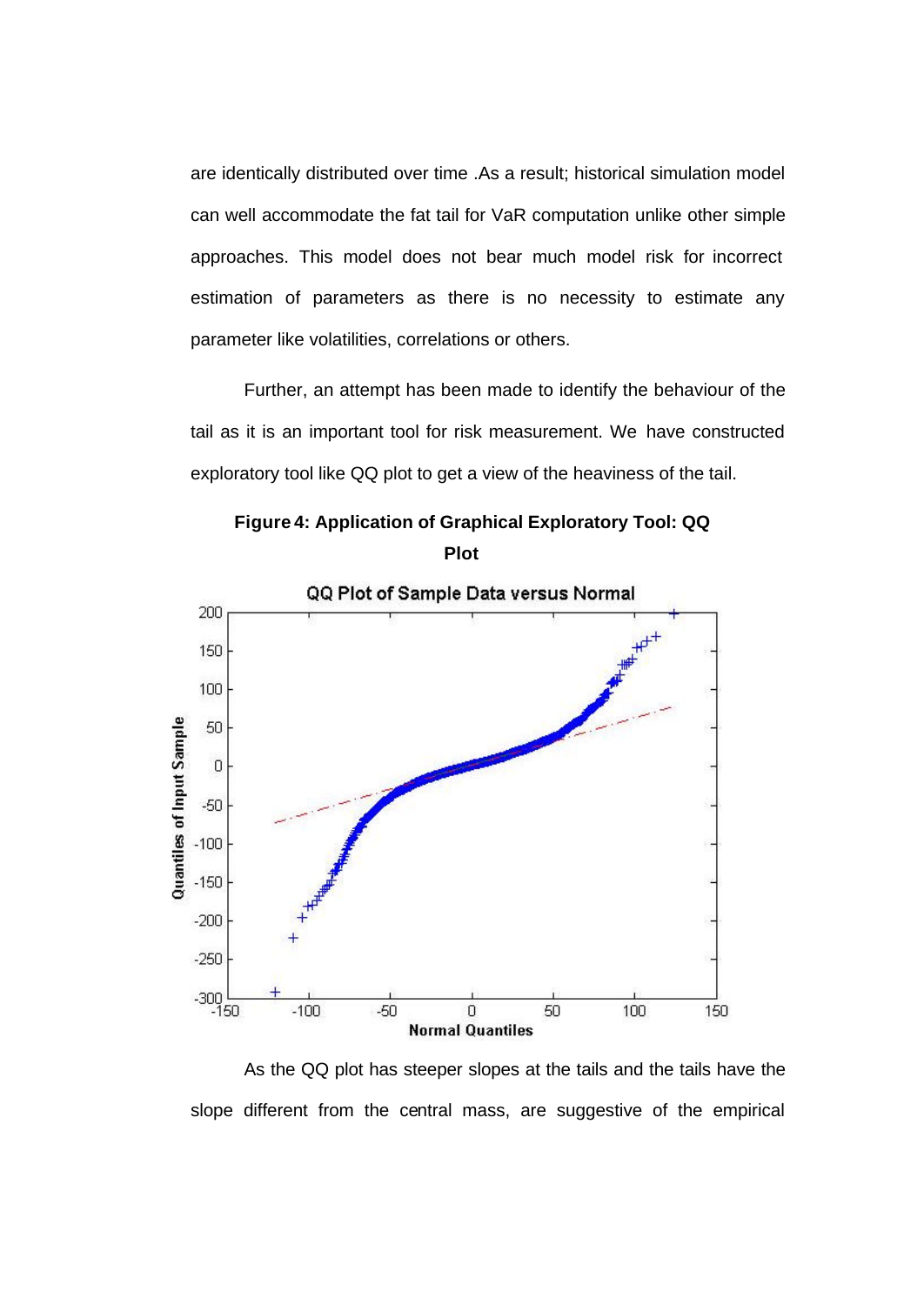are identically distributed over time .As a result; historical simulation model can well accommodate the fat tail for VaR computation unlike other simple approaches. This model does not bear much model risk for incorrect estimation of parameters as there is no necessity to estimate any parameter like volatilities, correlations or others.

Further, an attempt has been made to identify the behaviour of the tail as it is an important tool for risk measurement. We have constructed exploratory tool like QQ plot to get a view of the heaviness of the tail.

**Figure 4: Application of Graphical Exploratory Tool: QQ Plot**

As the QQ plot has steeper slopes at the tails and the tails have the slope different from the central mass, are suggestive of the empirical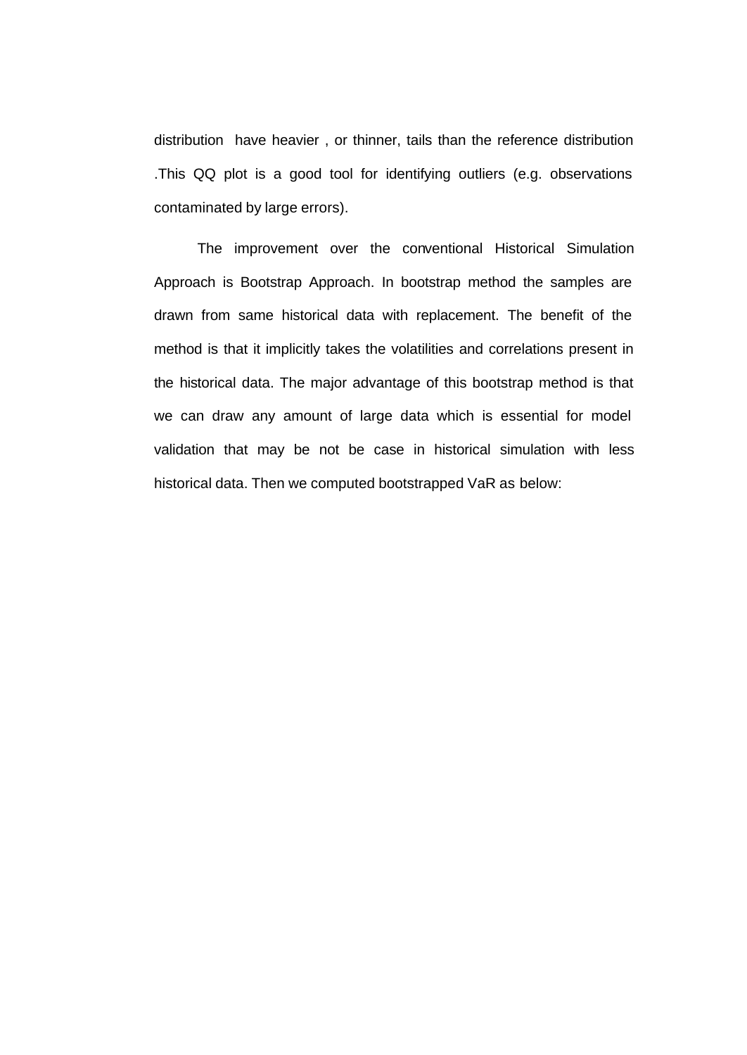distribution have heavier , or thinner, tails than the reference distribution .This QQ plot is a good tool for identifying outliers (e.g. observations contaminated by large errors).

The improvement over the conventional Historical Simulation Approach is Bootstrap Approach. In bootstrap method the samples are drawn from same historical data with replacement. The benefit of the method is that it implicitly takes the volatilities and correlations present in the historical data. The major advantage of this bootstrap method is that we can draw any amount of large data which is essential for model validation that may be not be case in historical simulation with less historical data. Then we computed bootstrapped VaR as below: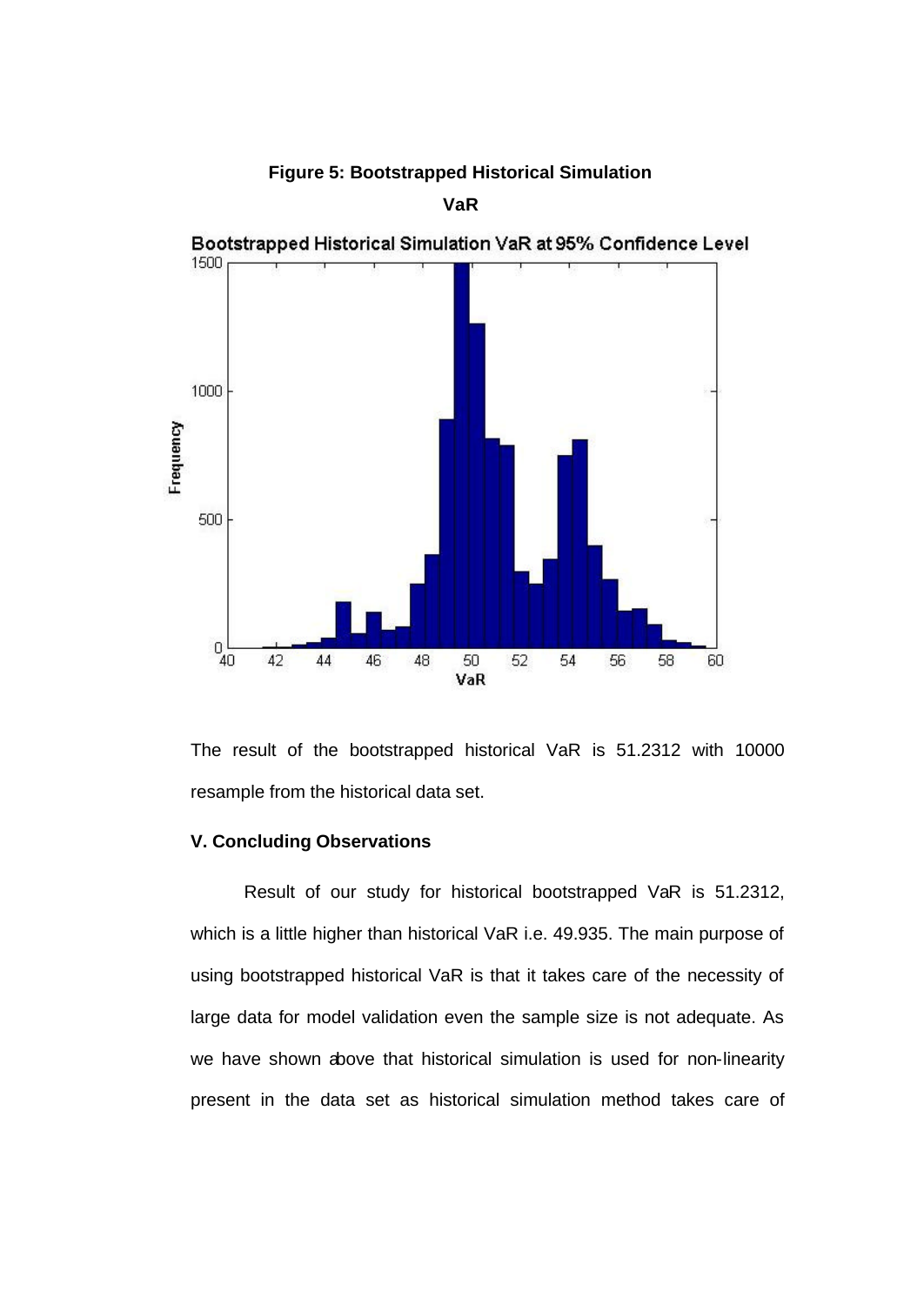**Figure 5: Bootstrapped Historical Simulation VaR**

The result of the bootstrapped historical VaR is 51.2312 with 10000 resample from the historical data set.

### V. Concluding Observations

Result of our study for historical bootstrapped VaR is 51.2312, which is a little higher than historical VaR i.e. 49.935. The main purpose of using bootstrapped historical VaR is that it takes care of the necessity of large data for model validation even the sample size is not adequate. As we have shown above that historical simulation is used for non-linearity present in the data set as historical simulation method takes care of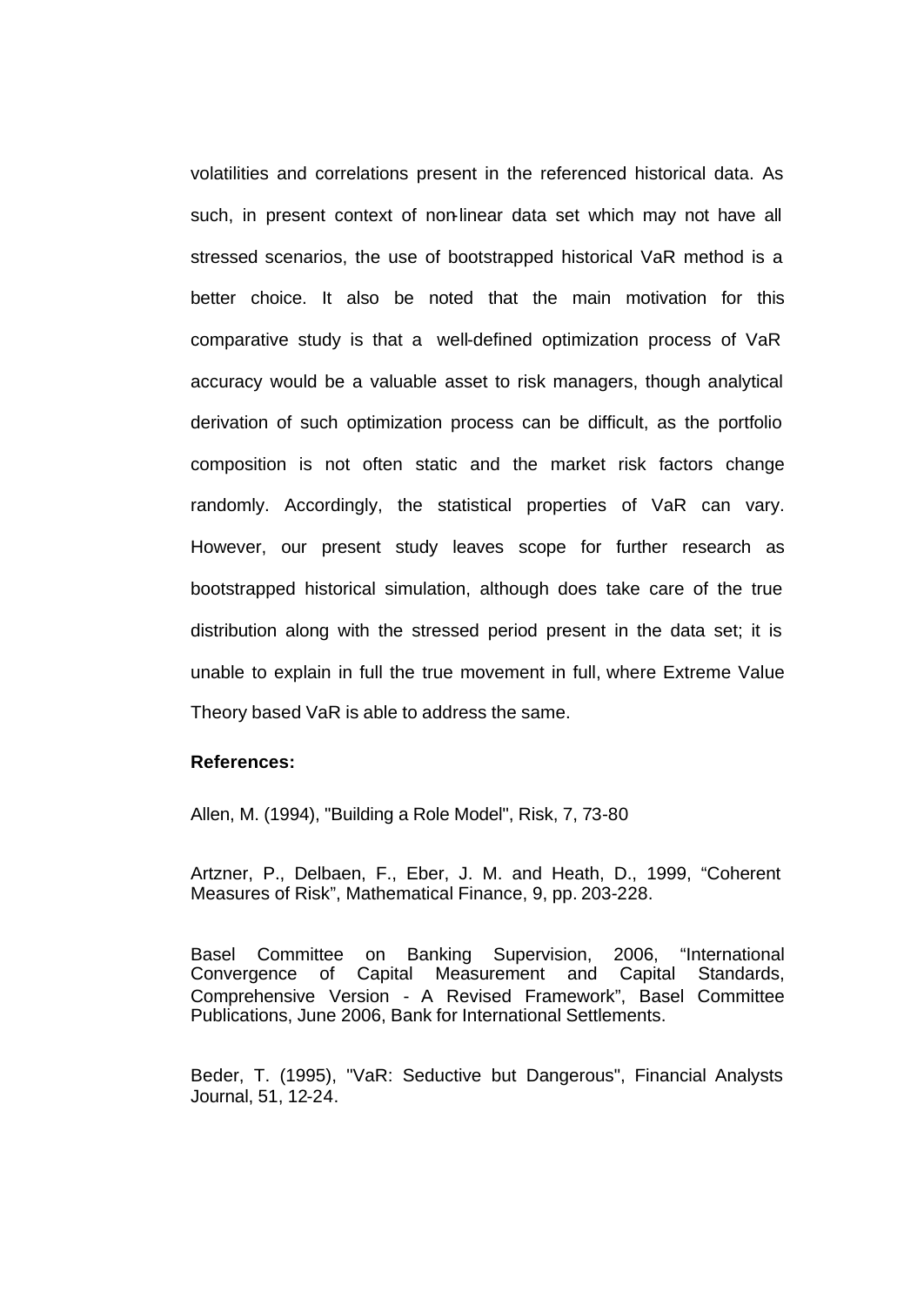volatilities and correlations present in the referenced historical data. As such, in present context of non-linear data set which may not have all stressed scenarios, the use of bootstrapped historical VaR method is a better choice. It also be noted that the main motivation for this comparative study is that a well-defined optimization process of VaR accuracy would be a valuable asset to risk managers, though analytical derivation of such optimization process can be difficult, as the portfolio composition is not often static and the market risk factors change randomly. Accordingly, the statistical properties of VaR can vary. However, our present study leaves scope for further research as bootstrapped historical simulation, although does take care of the true distribution along with the stressed period present in the data set; it is unable to explain in full the true movement in full, where Extreme Value Theory based VaR is able to address the same.

**References:**

Allen, M. (1994), "Building a Role Model", Risk, 7, 73-80

Artzner, P., Delbaen, F., Eber, J. M. and Heath, D., 1999, "Coherent Measures of Risk", Mathematical Finance, 9, pp. 203-228.

Basel Committee on Banking Supervision, 2006, "International Convergence of Capital Measurement and Capital Standards, Comprehensive Version - A Revised Framework", Basel Committee Publications, June 2006, Bank for International Settlements.

Beder, T. (1995), "VaR: Seductive but Dangerous", Financial Analysts Journal, 51, 12-24.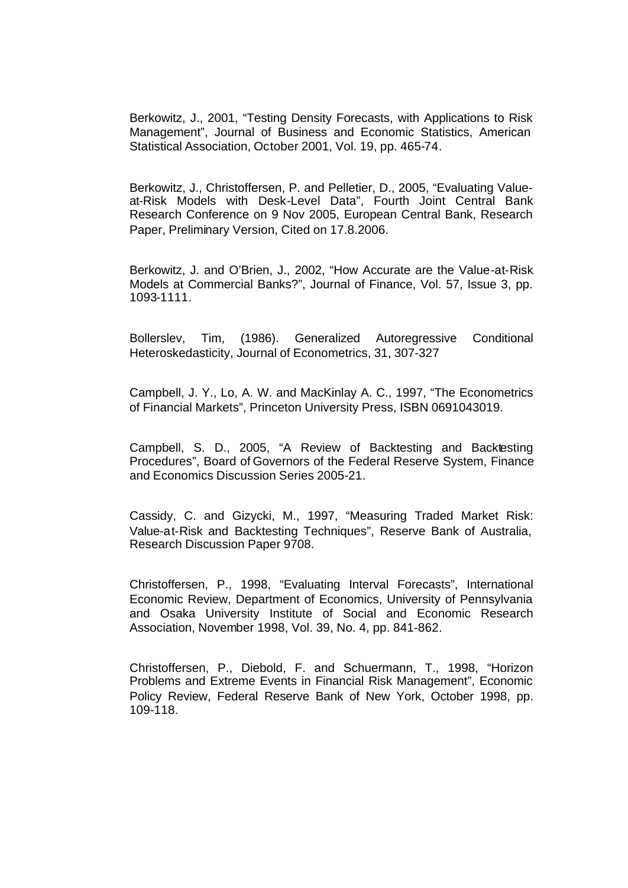Berkowitz, J., 2001, “Testing Density Forecasts, with Applications to Risk Management”, Journal of Business and Economic Statistics, American Statistical Association, October 2001, Vol. 19, pp. 465-74.

Berkowitz, J., Christoffersen, P. and Pelletier, D., 2005, “Evaluating Value-at-Risk Models with Desk-Level Data”, Fourth Joint Central Bank Research Conference on 9 Nov 2005, European Central Bank, Research Paper, Preliminary Version, Cited on 17.8.2006.

Berkowitz, J. and O’Brien, J., 2002, “How Accurate are the Value-at-Risk Models at Commercial Banks?”, Journal of Finance, Vol. 57, Issue 3, pp. 1093-1111.

Bollerslev, Tim, (1986). Generalized Autoregressive Conditional Heteroskedasticity, Journal of Econometrics, 31, 307-327

Campbell, J. Y., Lo, A. W. and MacKinlay A. C., 1997, “The Econometrics of Financial Markets”, Princeton University Press, ISBN 0691043019.

Campbell, S. D., 2005, “A Review of Backtesting and Backtesting Procedures”, Board of Governors of the Federal Reserve System, Finance and Economics Discussion Series 2005-21.

Cassidy, C. and Gizycki, M., 1997, “Measuring Traded Market Risk: Value-at-Risk and Backtesting Techniques”, Reserve Bank of Australia, Research Discussion Paper 9708.

Christoffersen, P., 1998, “Evaluating Interval Forecasts”, International Economic Review, Department of Economics, University of Pennsylvania and Osaka University Institute of Social and Economic Research Association, November 1998, Vol. 39, No. 4, pp. 841-862.

Christoffersen, P., Diebold, F. and Schuermann, T., 1998, “Horizon Problems and Extreme Events in Financial Risk Management”, Economic Policy Review, Federal Reserve Bank of New York, October 1998, pp. 109-118.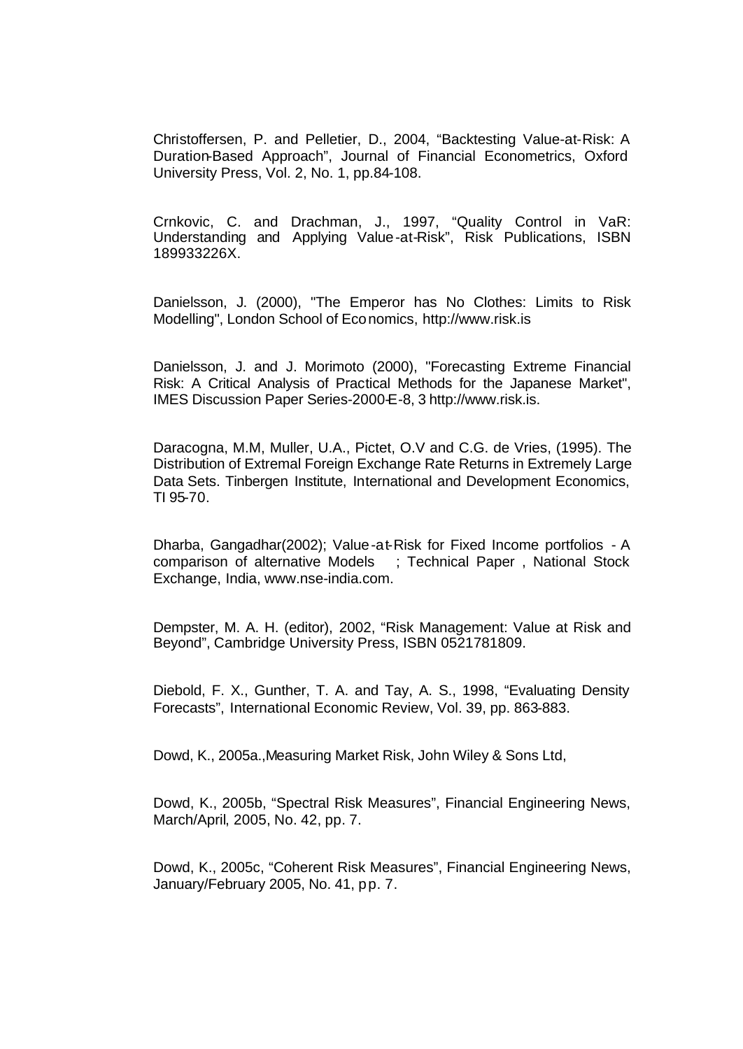Christoffersen, P. and Pelletier, D., 2004, "Backtesting Value-at-Risk: A Duration-Based Approach", Journal of Financial Econometrics, Oxford University Press, Vol. 2, No. 1, pp.84-108.

Crnkovic, C. and Drachman, J., 1997, "Quality Control in VaR: Understanding and Applying Value-at-Risk", Risk Publications, ISBN 189933226X.

Danielsson, J. (2000), "The Emperor has No Clothes: Limits to Risk Modelling", London School of Economics, http://www.risk.is

Danielsson, J. and J. Morimoto (2000), "Forecasting Extreme Financial Risk: A Critical Analysis of Practical Methods for the Japanese Market", IMES Discussion Paper Series-2000-E-8, 3 http://www.risk.is.

Daracogna, M.M, Muller, U.A., Pictet, O.V and C.G. de Vries, (1995). The Distribution of Extremal Foreign Exchange Rate Returns in Extremely Large Data Sets. Tinbergen Institute, International and Development Economics, TI 95-70.

Dharba, Gangadhar(2002); Value-at-Risk for Fixed Income portfolios - A comparison of alternative Models ; Technical Paper , National Stock Exchange, India, www.nse-india.com.

Dempster, M. A. H. (editor), 2002, "Risk Management: Value at Risk and Beyond", Cambridge University Press, ISBN 0521781809.

Diebold, F. X., Gunther, T. A. and Tay, A. S., 1998, "Evaluating Density Forecasts", International Economic Review, Vol. 39, pp. 863-883.

Dowd, K., 2005a.,Measuring Market Risk, John Wiley & Sons Ltd,

Dowd, K., 2005b, "Spectral Risk Measures", Financial Engineering News, March/April, 2005, No. 42, pp. 7.

Dowd, K., 2005c, "Coherent Risk Measures", Financial Engineering News, January/February 2005, No. 41, pp. 7.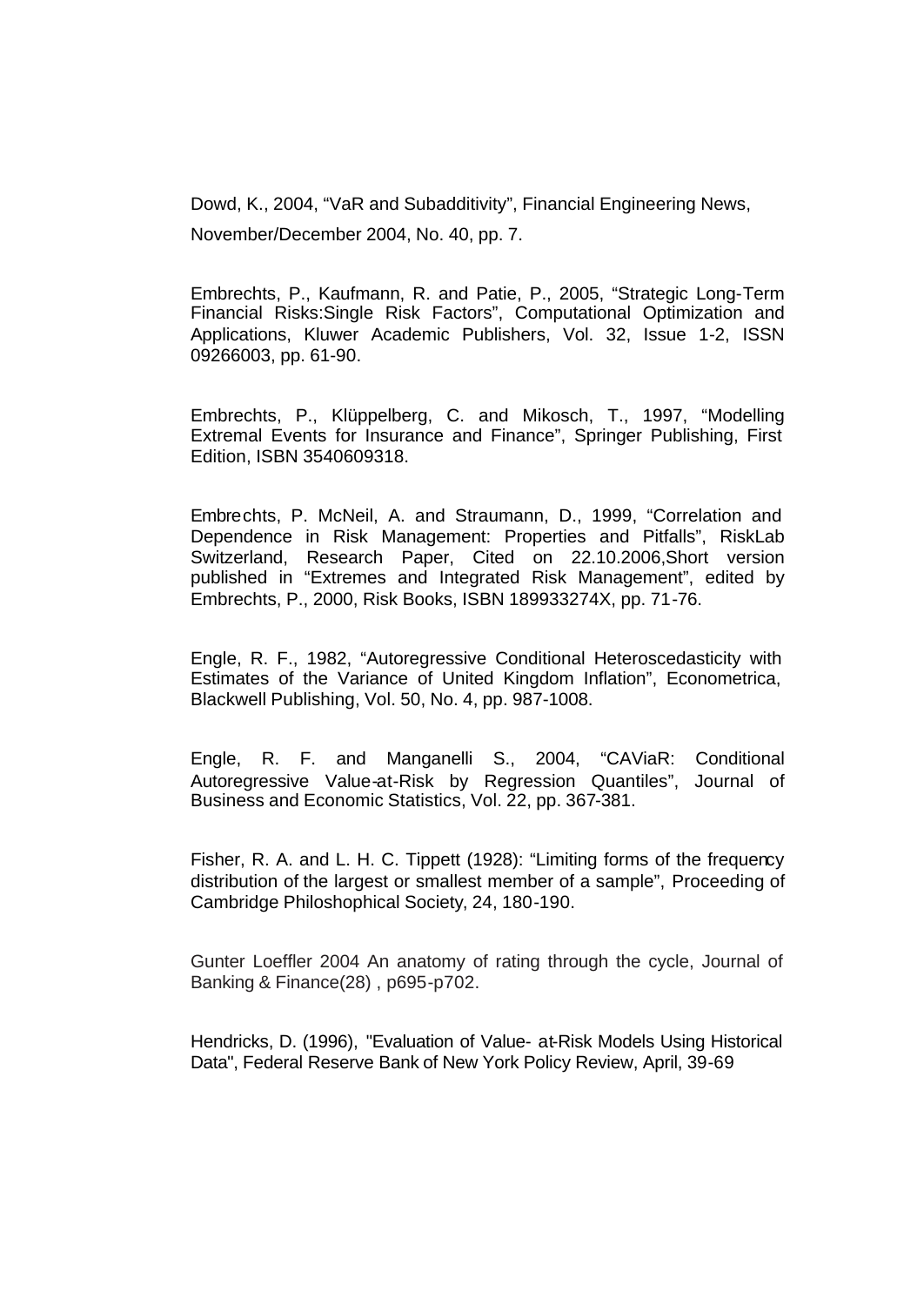Dowd, K., 2004, "VaR and Subadditivity", Financial Engineering News, November/December 2004, No. 40, pp. 7.

Embrechts, P., Kaufmann, R. and Patie, P., 2005, "Strategic Long-Term Financial Risks:Single Risk Factors", Computational Optimization and Applications, Kluwer Academic Publishers, Vol. 32, Issue 1-2, ISSN 09266003, pp. 61-90.

Embrechts, P., Klüppelberg, C. and Mikosch, T., 1997, "Modelling Extremal Events for Insurance and Finance", Springer Publishing, First Edition, ISBN 3540609318.

Embrechts, P. McNeil, A. and Straumann, D., 1999, "Correlation and Dependence in Risk Management: Properties and Pitfalls", RiskLab Switzerland, Research Paper, Cited on 22.10.2006,Short version published in "Extremes and Integrated Risk Management", edited by Embrechts, P., 2000, Risk Books, ISBN 189933274X, pp. 71-76.

Engle, R. F., 1982, "Autoregressive Conditional Heteroscedasticity with Estimates of the Variance of United Kingdom Inflation", Econometrica, Blackwell Publishing, Vol. 50, No. 4, pp. 987-1008.

Engle, R. F. and Manganelli S., 2004, "CAViaR: Conditional Autoregressive Value-at-Risk by Regression Quantiles", Journal of Business and Economic Statistics, Vol. 22, pp. 367-381.

Fisher, R. A. and L. H. C. Tippett (1928): "Limiting forms of the frequency distribution of the largest or smallest member of a sample", Proceeding of Cambridge Philoshophical Society, 24, 180-190.

Gunter Loeffler 2004 An anatomy of rating through the cycle, Journal of Banking & Finance(28) , p695-p702.

Hendricks, D. (1996), "Evaluation of Value- at-Risk Models Using Historical Data", Federal Reserve Bank of New York Policy Review, April, 39-69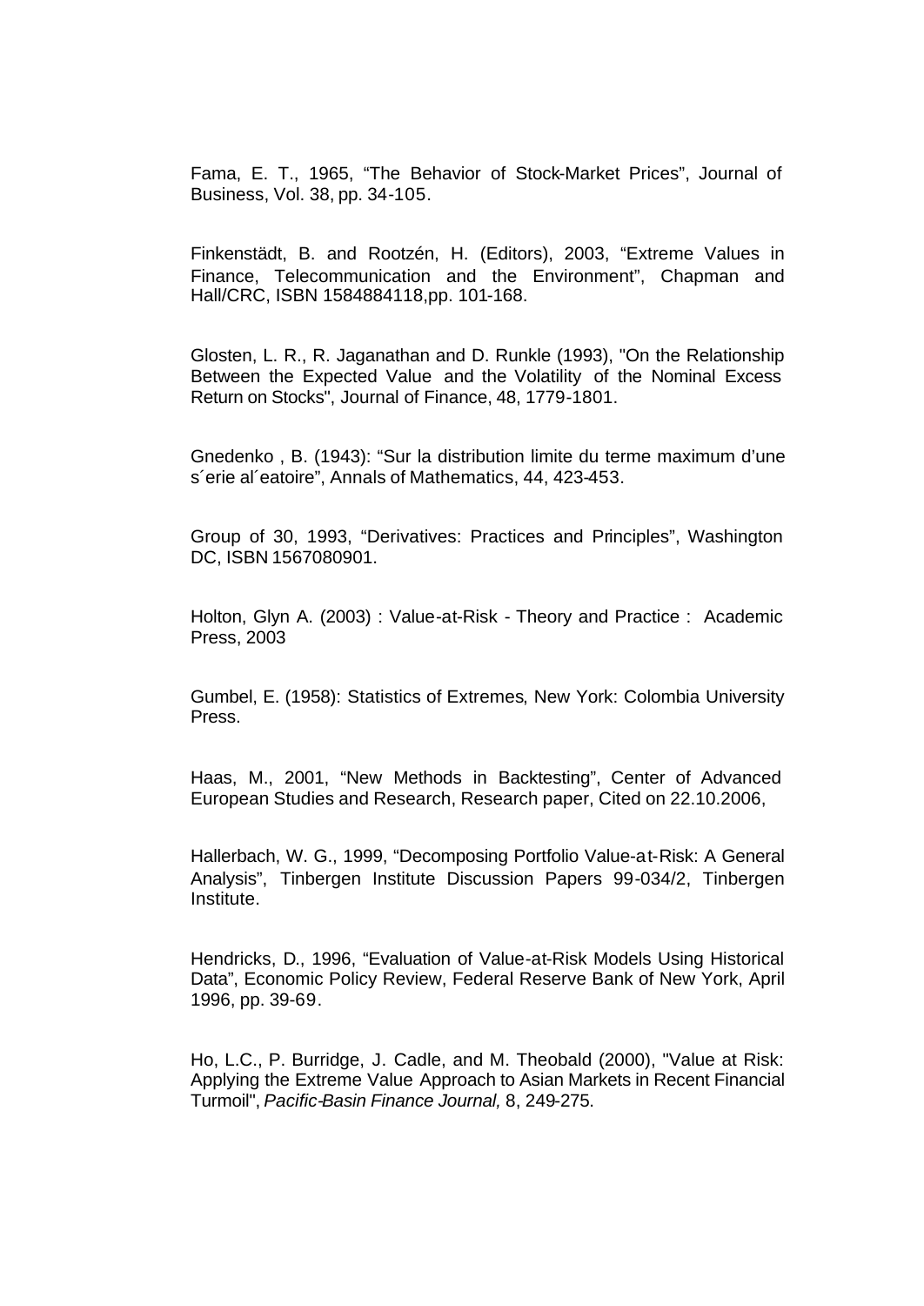Fama, E. T., 1965, “The Behavior of Stock-Market Prices”, Journal of Business, Vol. 38, pp. 34-105.

Finkenstädt, B. and Rootzén, H. (Editors), 2003, “Extreme Values in Finance, Telecommunication and the Environment”, Chapman and Hall/CRC, ISBN 1584884118,pp. 101-168.

Glosten, L. R., R. Jaganathan and D. Runkle (1993), "On the Relationship Between the Expected Value and the Volatility of the Nominal Excess Return on Stocks", Journal of Finance, 48, 1779-1801.

Gnedenko , B. (1943): “Sur la distribution limite du terme maximum d’une s´erie al´eatoire”, Annals of Mathematics, 44, 423-453.

Group of 30, 1993, “Derivatives: Practices and Principles”, Washington DC, ISBN 1567080901.

Holton, Glyn A. (2003) : Value-at-Risk - Theory and Practice : Academic Press, 2003

Gumbel, E. (1958): Statistics of Extremes, New York: Colombia University Press.

Haas, M., 2001, “New Methods in Backtesting”, Center of Advanced European Studies and Research, Research paper, Cited on 22.10.2006,

Hallerbach, W. G., 1999, “Decomposing Portfolio Value-at-Risk: A General Analysis”, Tinbergen Institute Discussion Papers 99-034/2, Tinbergen Institute.

Hendricks, D., 1996, “Evaluation of Value-at-Risk Models Using Historical Data”, Economic Policy Review, Federal Reserve Bank of New York, April 1996, pp. 39-69.

Ho, L.C., P. Burridge, J. Cadle, and M. Theobald (2000), "Value at Risk: Applying the Extreme Value Approach to Asian Markets in Recent Financial Turmoil", *Pacific-Basin Finance Journal,* 8, 249-275.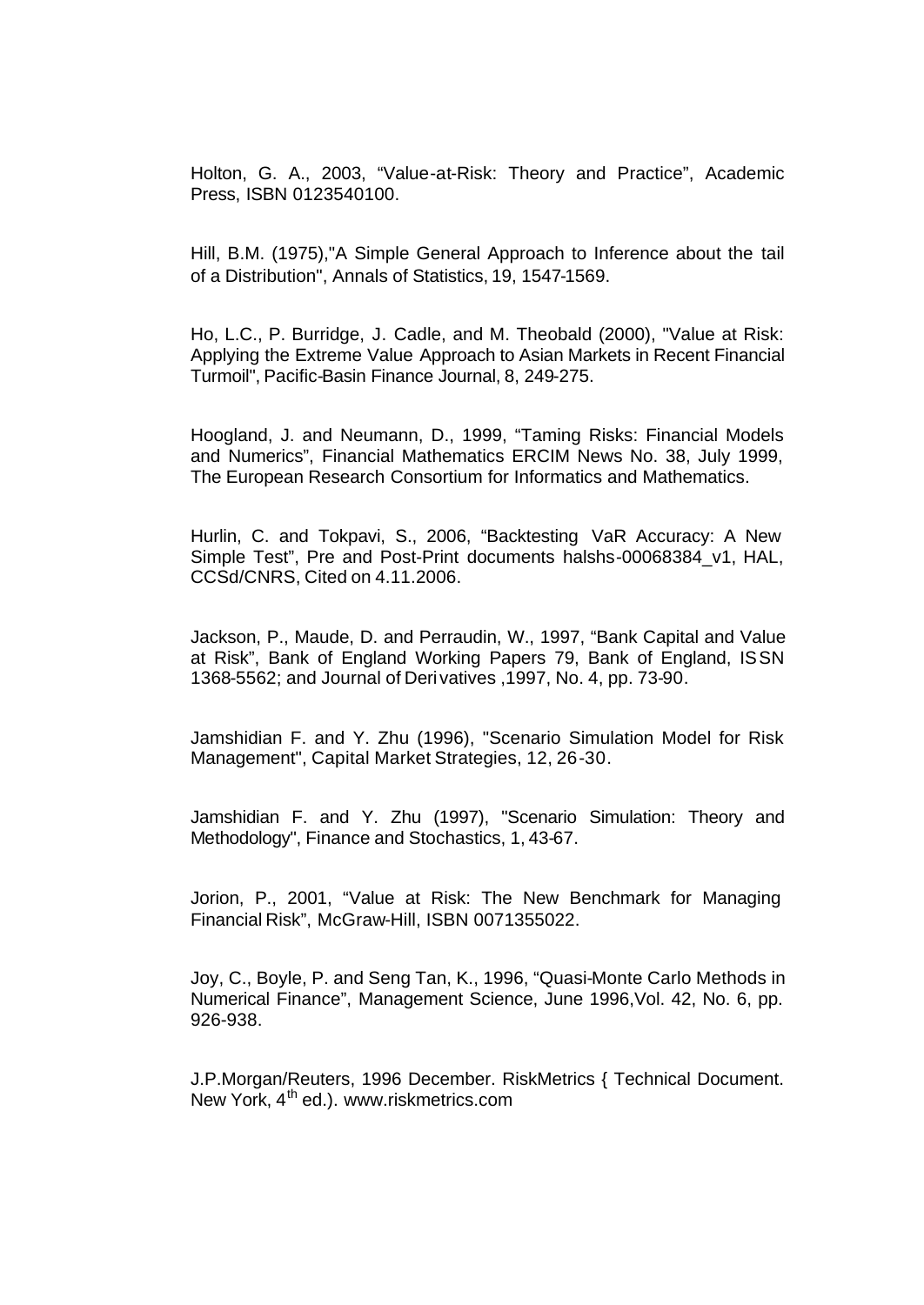Holton, G. A., 2003, "Value-at-Risk: Theory and Practice", Academic Press, ISBN 0123540100.

Hill, B.M. (1975),"A Simple General Approach to Inference about the tail of a Distribution", Annals of Statistics, 19, 1547-1569.

Ho, L.C., P. Burridge, J. Cadle, and M. Theobald (2000), "Value at Risk: Applying the Extreme Value Approach to Asian Markets in Recent Financial Turmoil", Pacific-Basin Finance Journal, 8, 249-275.

Hoogland, J. and Neumann, D., 1999, "Taming Risks: Financial Models and Numerics", Financial Mathematics ERCIM News No. 38, July 1999, The European Research Consortium for Informatics and Mathematics.

Hurlin, C. and Tokpavi, S., 2006, "Backtesting VaR Accuracy: A New Simple Test", Pre and Post-Print documents halshs-00068384_v1, HAL, CCSd/CNRS, Cited on 4.11.2006.

Jackson, P., Maude, D. and Perraudin, W., 1997, "Bank Capital and Value at Risk", Bank of England Working Papers 79, Bank of England, ISSN 1368-5562; and Journal of Derivatives ,1997, No. 4, pp. 73-90.

Jamshidian F. and Y. Zhu (1996), "Scenario Simulation Model for Risk Management", Capital Market Strategies, 12, 26-30.

Jamshidian F. and Y. Zhu (1997), "Scenario Simulation: Theory and Methodology", Finance and Stochastics, 1, 43-67.

Jorion, P., 2001, "Value at Risk: The New Benchmark for Managing Financial Risk", McGraw-Hill, ISBN 0071355022.

Joy, C., Boyle, P. and Seng Tan, K., 1996, "Quasi-Monte Carlo Methods in Numerical Finance", Management Science, June 1996,Vol. 42, No. 6, pp. 926-938.

J.P.Morgan/Reuters, 1996 December. RiskMetrics { Technical Document. New York, 4th ed.). www.riskmetrics.com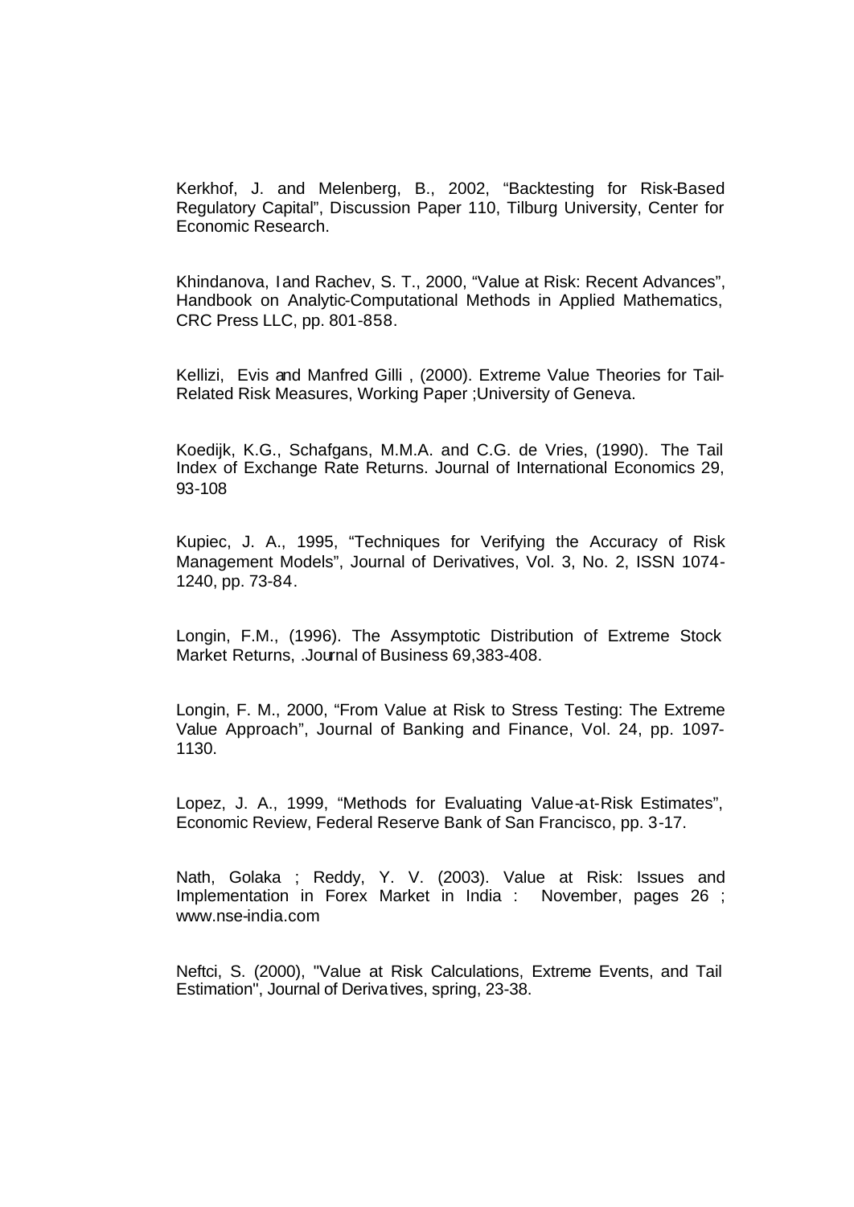Kerkhof, J. and Melenberg, B., 2002, "Backtesting for Risk-Based Regulatory Capital", Discussion Paper 110, Tilburg University, Center for Economic Research.

Khindanova, I and Rachev, S. T., 2000, "Value at Risk: Recent Advances", Handbook on Analytic-Computational Methods in Applied Mathematics, CRC Press LLC, pp. 801-858.

Kellizi, Evis and Manfred Gilli , (2000). Extreme Value Theories for Tail-Related Risk Measures, Working Paper ;University of Geneva.

Koedijk, K.G., Schafgans, M.M.A. and C.G. de Vries, (1990). The Tail Index of Exchange Rate Returns. Journal of International Economics 29, 93-108

Kupiec, J. A., 1995, "Techniques for Verifying the Accuracy of Risk Management Models", Journal of Derivatives, Vol. 3, No. 2, ISSN 1074-1240, pp. 73-84.

Longin, F.M., (1996). The Assymptotic Distribution of Extreme Stock Market Returns, .Journal of Business 69,383-408.

Longin, F. M., 2000, "From Value at Risk to Stress Testing: The Extreme Value Approach", Journal of Banking and Finance, Vol. 24, pp. 1097-1130.

Lopez, J. A., 1999, "Methods for Evaluating Value-at-Risk Estimates", Economic Review, Federal Reserve Bank of San Francisco, pp. 3-17.

Nath, Golaka ; Reddy, Y. V. (2003). Value at Risk: Issues and Implementation in Forex Market in India : November, pages 26 ; www.nse-india.com

Neftci, S. (2000), "Value at Risk Calculations, Extreme Events, and Tail Estimation", Journal of Derivatives, spring, 23-38.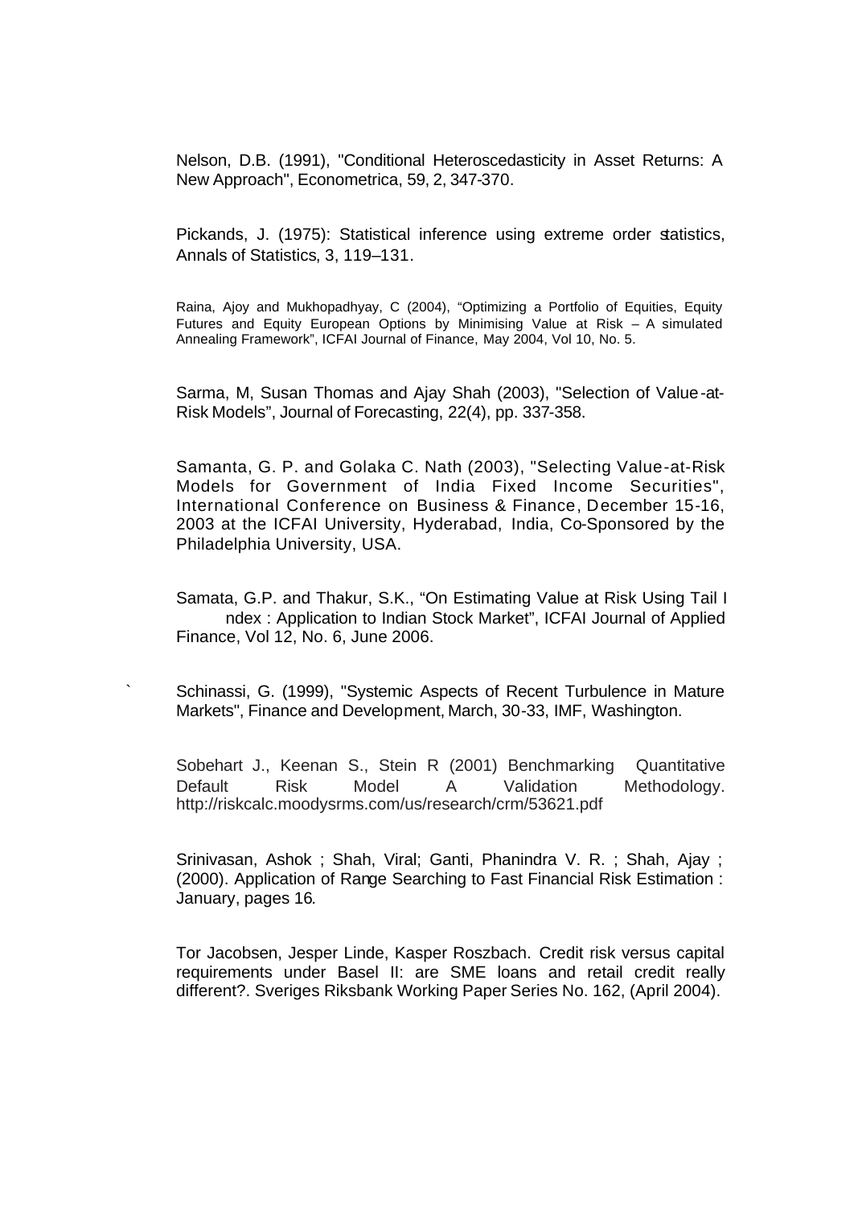Nelson, D.B. (1991), "Conditional Heteroscedasticity in Asset Returns: A New Approach", Econometrica, 59, 2, 347-370.

Pickands, J. (1975): Statistical inference using extreme order statistics, Annals of Statistics, 3, 119–131.

Raina, Ajoy and Mukhopadhyay, C (2004), "Optimizing a Portfolio of Equities, Equity Futures and Equity European Options by Minimising Value at Risk – A simulated Annealing Framework", ICFAI Journal of Finance, May 2004, Vol 10, No. 5.

Sarma, M, Susan Thomas and Ajay Shah (2003), "Selection of Value-at-Risk Models", Journal of Forecasting, 22(4), pp. 337-358.

Samanta, G. P. and Golaka C. Nath (2003), "Selecting Value-at-Risk Models for Government of India Fixed Income Securities", International Conference on Business & Finance, December 15-16, 2003 at the ICFAI University, Hyderabad, India, Co-Sponsored by the Philadelphia University, USA.

Samata, G.P. and Thakur, S.K., "On Estimating Value at Risk Using Tail I ndex : Application to Indian Stock Market", ICFAI Journal of Applied Finance, Vol 12, No. 6, June 2006.

` Schinassi, G. (1999), "Systemic Aspects of Recent Turbulence in Mature Markets", Finance and Development, March, 30-33, IMF, Washington.

Sobehart J., Keenan S., Stein R (2001) Benchmarking Quantitative Default Risk Model A Validation Methodology. http://riskcalc.moodysrms.com/us/research/crm/53621.pdf

Srinivasan, Ashok ; Shah, Viral; Ganti, Phanindra V. R. ; Shah, Ajay ; (2000). Application of Range Searching to Fast Financial Risk Estimation : January, pages 16.

Tor Jacobsen, Jesper Linde, Kasper Roszbach. Credit risk versus capital requirements under Basel II: are SME loans and retail credit really different?. Sveriges Riksbank Working Paper Series No. 162, (April 2004).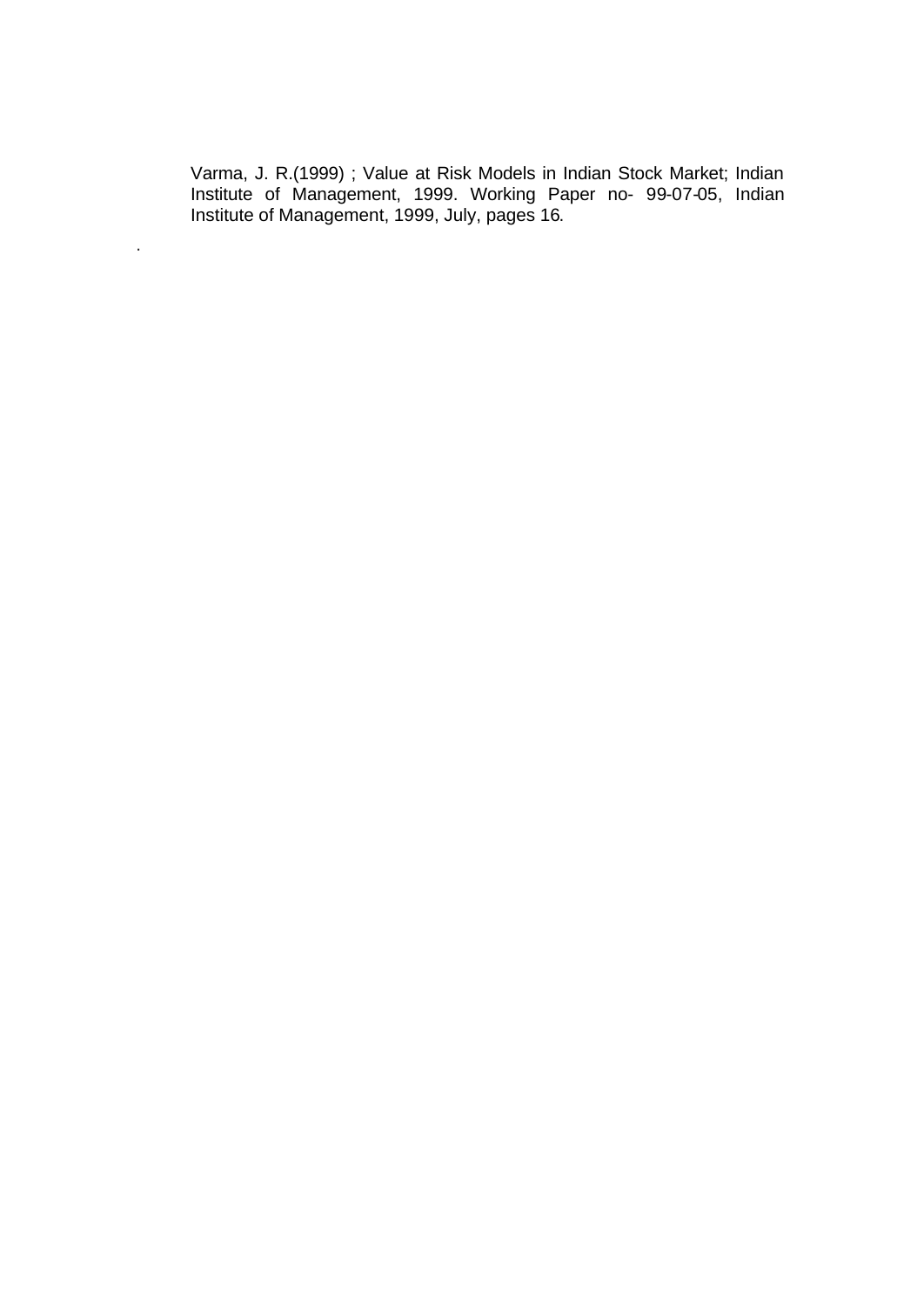Varma, J. R.(1999) ; Value at Risk Models in Indian Stock Market; Indian Institute of Management, 1999. Working Paper no- 99-07-05, Indian Institute of Management, 1999, July, pages 16.

.